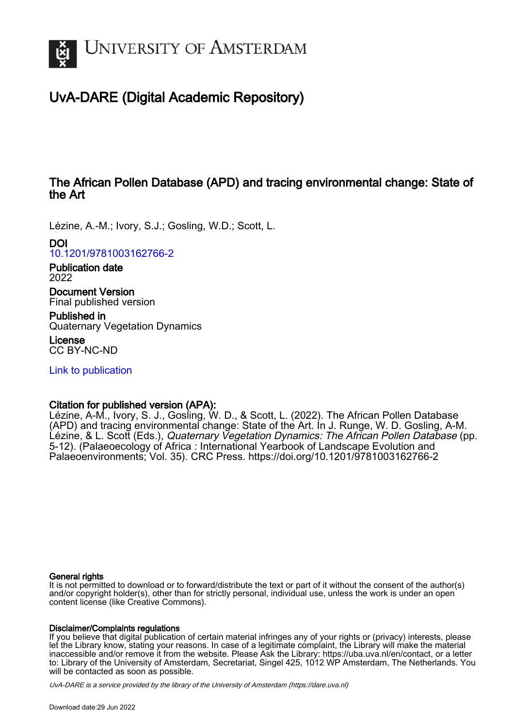# UvA-DARE (Digital Academic Repository)

## The African Pollen Database (APD) and tracing environmental change: State of the Art

Lézine, A.-M.; Ivory, S.J.; Gosling, W.D.; Scott, L.

**DOI**
10.1201/9781003162766-2

**Publication date**
2022

**Document Version**
Final published version

**Published in**
Quaternary Vegetation Dynamics

**License**
CC BY-NC-ND

Link to publication

**Citation for published version (APA):**
Lézine, A-M., Ivory, S. J., Gosling, W. D., & Scott, L. (2022). The African Pollen Database (APD) and tracing environmental change: State of the Art. In J. Runge, W. D. Gosling, A-M. Lézine, & L. Scott (Eds.), *Quaternary Vegetation Dynamics: The African Pollen Database* (pp. 5-12). (Palaeoecology of Africa : International Yearbook of Landscape Evolution and Palaeoenvironments; Vol. 35). CRC Press. https://doi.org/10.1201/9781003162766-2

**General rights**
It is not permitted to download or to forward/distribute the text or part of it without the consent of the author(s) and/or copyright holder(s), other than for strictly personal, individual use, unless the work is under an open content license (like Creative Commons).

**Disclaimer/Complaints regulations**
If you believe that digital publication of certain material infringes any of your rights or (privacy) interests, please let the Library know, stating your reasons. In case of a legitimate complaint, the Library will make the material inaccessible and/or remove it from the website. Please Ask the Library: https://uba.uva.nl/en/contact, or a letter to: Library of the University of Amsterdam, Secretariat, Singel 425, 1012 WP Amsterdam, The Netherlands. You will be contacted as soon as possible.

*UvA-DARE is a service provided by the library of the University of Amsterdam (https://dare.uva.nl)*

Download date:29 Jun 2022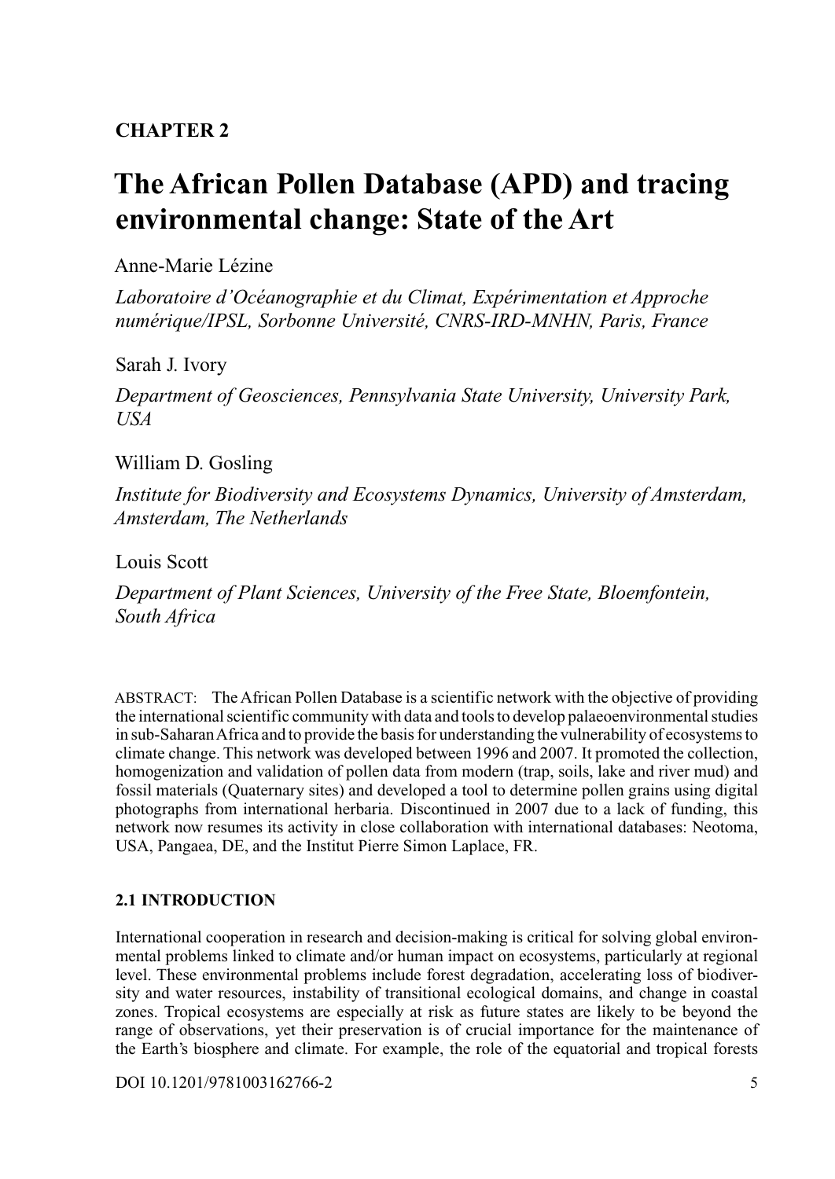**CHAPTER 2**

# The African Pollen Database (APD) and tracing environmental change: State of the Art

Anne-Marie Lézine

*Laboratoire d'Océanographie et du Climat, Expérimentation et Approche numérique/IPSL, Sorbonne Université, CNRS-IRD-MNHN, Paris, France*

Sarah J. Ivory

*Department of Geosciences, Pennsylvania State University, University Park, USA*

William D. Gosling

*Institute for Biodiversity and Ecosystems Dynamics, University of Amsterdam, Amsterdam, The Netherlands*

Louis Scott

*Department of Plant Sciences, University of the Free State, Bloemfontein, South Africa*

ABSTRACT: The African Pollen Database is a scientific network with the objective of providing the international scientific community with data and tools to develop palaeoenvironmental studies in sub-Saharan Africa and to provide the basis for understanding the vulnerability of ecosystems to climate change. This network was developed between 1996 and 2007. It promoted the collection, homogenization and validation of pollen data from modern (trap, soils, lake and river mud) and fossil materials (Quaternary sites) and developed a tool to determine pollen grains using digital photographs from international herbaria. Discontinued in 2007 due to a lack of funding, this network now resumes its activity in close collaboration with international databases: Neotoma, USA, Pangaea, DE, and the Institut Pierre Simon Laplace, FR.

### 2.1 INTRODUCTION

International cooperation in research and decision-making is critical for solving global environmental problems linked to climate and/or human impact on ecosystems, particularly at regional level. These environmental problems include forest degradation, accelerating loss of biodiversity and water resources, instability of transitional ecological domains, and change in coastal zones. Tropical ecosystems are especially at risk as future states are likely to be beyond the range of observations, yet their preservation is of crucial importance for the maintenance of the Earth's biosphere and climate. For example, the role of the equatorial and tropical forests

DOI 10.1201/9781003162766-2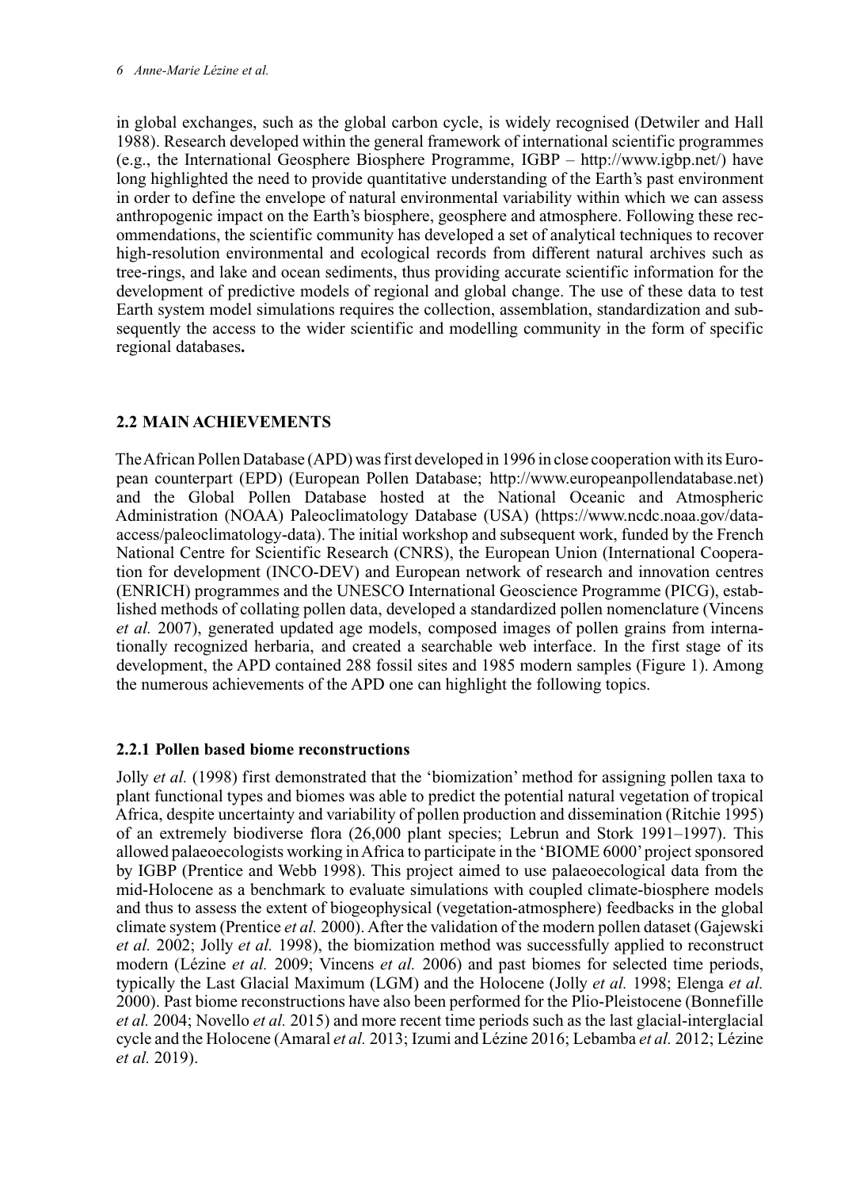in global exchanges, such as the global carbon cycle, is widely recognised (Detwiler and Hall 1988). Research developed within the general framework of international scientific programmes (e.g., the International Geosphere Biosphere Programme, IGBP – http://www.igbp.net/) have long highlighted the need to provide quantitative understanding of the Earth's past environment in order to define the envelope of natural environmental variability within which we can assess anthropogenic impact on the Earth's biosphere, geosphere and atmosphere. Following these recommendations, the scientific community has developed a set of analytical techniques to recover high-resolution environmental and ecological records from different natural archives such as tree-rings, and lake and ocean sediments, thus providing accurate scientific information for the development of predictive models of regional and global change. The use of these data to test Earth system model simulations requires the collection, assemblation, standardization and subsequently the access to the wider scientific and modelling community in the form of specific regional databases**.**

## 2.2 MAIN ACHIEVEMENTS

The African Pollen Database (APD) was first developed in 1996 in close cooperation with its European counterpart (EPD) (European Pollen Database; http://www.europeanpollendatabase.net) and the Global Pollen Database hosted at the National Oceanic and Atmospheric Administration (NOAA) Paleoclimatology Database (USA) (https://www.ncdc.noaa.gov/data-access/paleoclimatology-data). The initial workshop and subsequent work, funded by the French National Centre for Scientific Research (CNRS), the European Union (International Cooperation for development (INCO-DEV) and European network of research and innovation centres (ENRICH) programmes and the UNESCO International Geoscience Programme (PICG), established methods of collating pollen data, developed a standardized pollen nomenclature (Vincens *et al.* 2007), generated updated age models, composed images of pollen grains from internationally recognized herbaria, and created a searchable web interface. In the first stage of its development, the APD contained 288 fossil sites and 1985 modern samples (Figure 1). Among the numerous achievements of the APD one can highlight the following topics.

### 2.2.1 Pollen based biome reconstructions

Jolly *et al.* (1998) first demonstrated that the 'biomization' method for assigning pollen taxa to plant functional types and biomes was able to predict the potential natural vegetation of tropical Africa, despite uncertainty and variability of pollen production and dissemination (Ritchie 1995) of an extremely biodiverse flora (26,000 plant species; Lebrun and Stork 1991–1997). This allowed palaeoecologists working in Africa to participate in the 'BIOME 6000' project sponsored by IGBP (Prentice and Webb 1998). This project aimed to use palaeoecological data from the mid-Holocene as a benchmark to evaluate simulations with coupled climate-biosphere models and thus to assess the extent of biogeophysical (vegetation-atmosphere) feedbacks in the global climate system (Prentice *et al.* 2000). After the validation of the modern pollen dataset (Gajewski *et al.* 2002; Jolly *et al.* 1998), the biomization method was successfully applied to reconstruct modern (Lézine *et al.* 2009; Vincens *et al.* 2006) and past biomes for selected time periods, typically the Last Glacial Maximum (LGM) and the Holocene (Jolly *et al.* 1998; Elenga *et al.* 2000). Past biome reconstructions have also been performed for the Plio-Pleistocene (Bonnefille *et al.* 2004; Novello *et al.* 2015) and more recent time periods such as the last glacial-interglacial cycle and the Holocene (Amaral *et al.* 2013; Izumi and Lézine 2016; Lebamba *et al.* 2012; Lézine *et al.* 2019).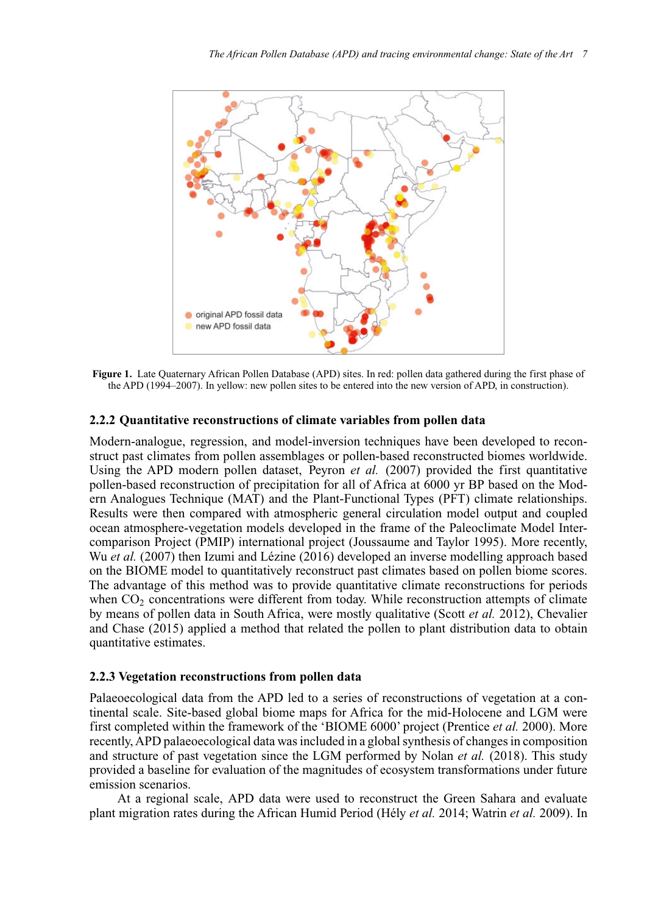Figure 1. Late Quaternary African Pollen Database (APD) sites. In red: pollen data gathered during the first phase of the APD (1994–2007). In yellow: new pollen sites to be entered into the new version of APD, in construction).

### 2.2.2 Quantitative reconstructions of climate variables from pollen data

Modern-analogue, regression, and model-inversion techniques have been developed to reconstruct past climates from pollen assemblages or pollen-based reconstructed biomes worldwide. Using the APD modern pollen dataset, Peyron *et al.* (2007) provided the first quantitative pollen-based reconstruction of precipitation for all of Africa at 6000 yr BP based on the Modern Analogues Technique (MAT) and the Plant-Functional Types (PFT) climate relationships. Results were then compared with atmospheric general circulation model output and coupled ocean atmosphere-vegetation models developed in the frame of the Paleoclimate Model Intercomparison Project (PMIP) international project (Joussaume and Taylor 1995). More recently, Wu *et al.* (2007) then Izumi and Lézine (2016) developed an inverse modelling approach based on the BIOME model to quantitatively reconstruct past climates based on pollen biome scores. The advantage of this method was to provide quantitative climate reconstructions for periods when $CO_2$ concentrations were different from today. While reconstruction attempts of climate by means of pollen data in South Africa, were mostly qualitative (Scott *et al.* 2012), Chevalier and Chase (2015) applied a method that related the pollen to plant distribution data to obtain quantitative estimates.

### 2.2.3 Vegetation reconstructions from pollen data

Palaeoecological data from the APD led to a series of reconstructions of vegetation at a continental scale. Site-based global biome maps for Africa for the mid-Holocene and LGM were first completed within the framework of the 'BIOME 6000' project (Prentice *et al.* 2000). More recently, APD palaeoecological data was included in a global synthesis of changes in composition and structure of past vegetation since the LGM performed by Nolan *et al.* (2018). This study provided a baseline for evaluation of the magnitudes of ecosystem transformations under future emission scenarios.

At a regional scale, APD data were used to reconstruct the Green Sahara and evaluate plant migration rates during the African Humid Period (Hély *et al.* 2014; Watrin *et al.* 2009). In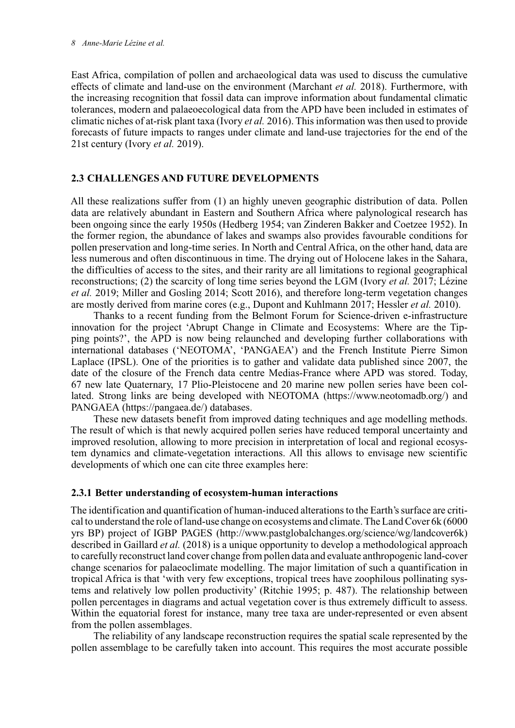East Africa, compilation of pollen and archaeological data was used to discuss the cumulative effects of climate and land-use on the environment (Marchant *et al.* 2018). Furthermore, with the increasing recognition that fossil data can improve information about fundamental climatic tolerances, modern and palaeoecological data from the APD have been included in estimates of climatic niches of at-risk plant taxa (Ivory *et al.* 2016). This information was then used to provide forecasts of future impacts to ranges under climate and land-use trajectories for the end of the 21st century (Ivory *et al.* 2019).

### 2.3 CHALLENGES AND FUTURE DEVELOPMENTS

All these realizations suffer from (1) an highly uneven geographic distribution of data. Pollen data are relatively abundant in Eastern and Southern Africa where palynological research has been ongoing since the early 1950s (Hedberg 1954; van Zinderen Bakker and Coetzee 1952). In the former region, the abundance of lakes and swamps also provides favourable conditions for pollen preservation and long-time series. In North and Central Africa, on the other hand, data are less numerous and often discontinuous in time. The drying out of Holocene lakes in the Sahara, the difficulties of access to the sites, and their rarity are all limitations to regional geographical reconstructions; (2) the scarcity of long time series beyond the LGM (Ivory *et al.* 2017; Lézine *et al.* 2019; Miller and Gosling 2014; Scott 2016), and therefore long-term vegetation changes are mostly derived from marine cores (e.g., Dupont and Kuhlmann 2017; Hessler *et al.* 2010).

Thanks to a recent funding from the Belmont Forum for Science-driven e-infrastructure innovation for the project 'Abrupt Change in Climate and Ecosystems: Where are the Tipping points?', the APD is now being relaunched and developing further collaborations with international databases ('NEOTOMA', 'PANGAEA') and the French Institute Pierre Simon Laplace (IPSL). One of the priorities is to gather and validate data published since 2007, the date of the closure of the French data centre Medias-France where APD was stored. Today, 67 new late Quaternary, 17 Plio-Pleistocene and 20 marine new pollen series have been collated. Strong links are being developed with NEOTOMA (https://www.neotomadb.org/) and PANGAEA (https://pangaea.de/) databases.

These new datasets benefit from improved dating techniques and age modelling methods. The result of which is that newly acquired pollen series have reduced temporal uncertainty and improved resolution, allowing to more precision in interpretation of local and regional ecosystem dynamics and climate-vegetation interactions. All this allows to envisage new scientific developments of which one can cite three examples here:

#### 2.3.1 Better understanding of ecosystem-human interactions

The identification and quantification of human-induced alterations to the Earth's surface are critical to understand the role of land-use change on ecosystems and climate. The Land Cover 6k (6000 yrs BP) project of IGBP PAGES (http://www.pastglobalchanges.org/science/wg/landcover6k) described in Gaillard *et al.* (2018) is a unique opportunity to develop a methodological approach to carefully reconstruct land cover change from pollen data and evaluate anthropogenic land-cover change scenarios for palaeoclimate modelling. The major limitation of such a quantification in tropical Africa is that 'with very few exceptions, tropical trees have zoophilous pollinating systems and relatively low pollen productivity' (Ritchie 1995; p. 487). The relationship between pollen percentages in diagrams and actual vegetation cover is thus extremely difficult to assess. Within the equatorial forest for instance, many tree taxa are under-represented or even absent from the pollen assemblages.

The reliability of any landscape reconstruction requires the spatial scale represented by the pollen assemblage to be carefully taken into account. This requires the most accurate possible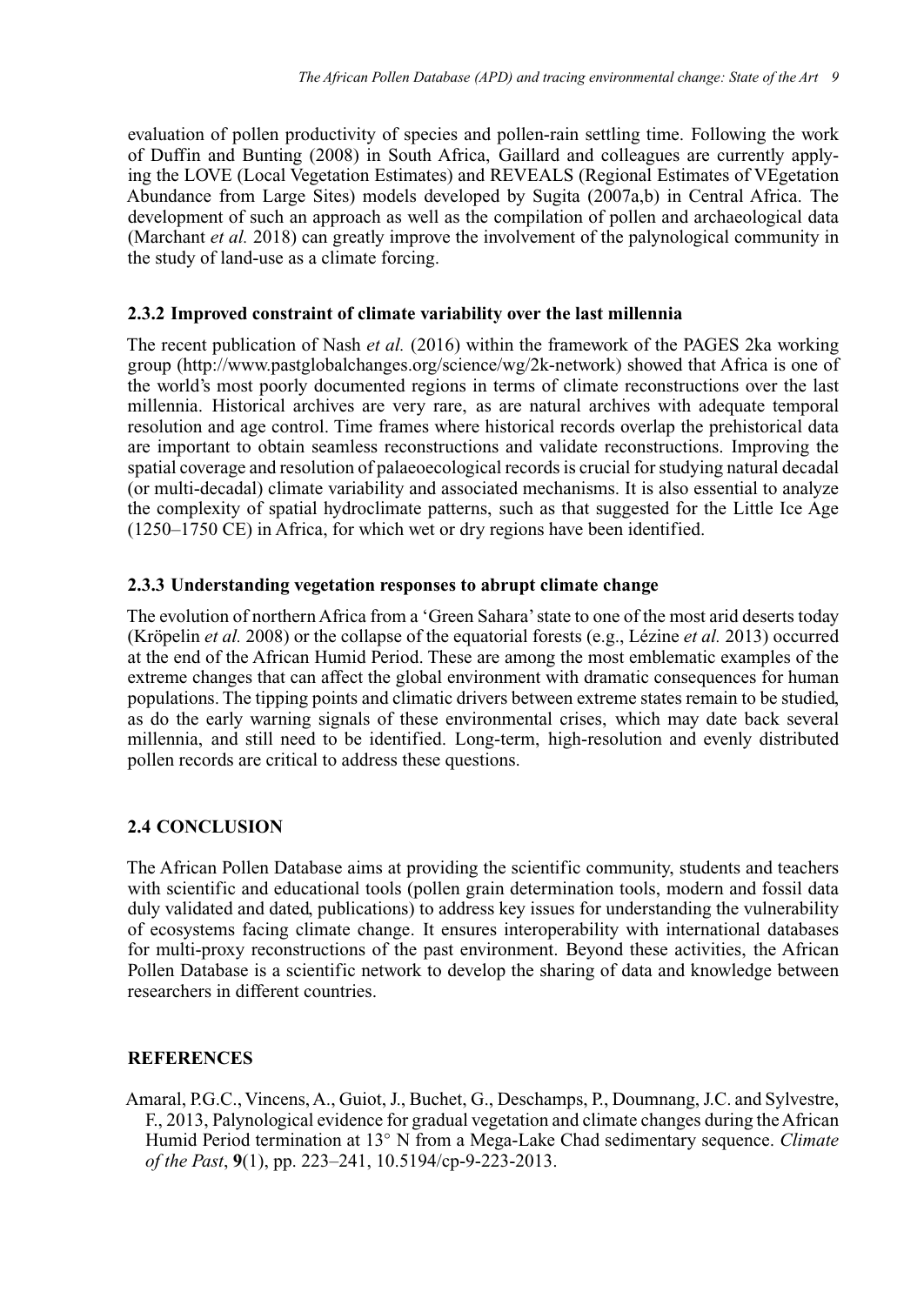evaluation of pollen productivity of species and pollen-rain settling time. Following the work of Duffin and Bunting (2008) in South Africa, Gaillard and colleagues are currently applying the LOVE (Local Vegetation Estimates) and REVEALS (Regional Estimates of VEgetation Abundance from Large Sites) models developed by Sugita (2007a,b) in Central Africa. The development of such an approach as well as the compilation of pollen and archaeological data (Marchant *et al.* 2018) can greatly improve the involvement of the palynological community in the study of land-use as a climate forcing.

### 2.3.2 Improved constraint of climate variability over the last millennia

The recent publication of Nash *et al.* (2016) within the framework of the PAGES 2ka working group (http://www.pastglobalchanges.org/science/wg/2k-network) showed that Africa is one of the world's most poorly documented regions in terms of climate reconstructions over the last millennia. Historical archives are very rare, as are natural archives with adequate temporal resolution and age control. Time frames where historical records overlap the prehistorical data are important to obtain seamless reconstructions and validate reconstructions. Improving the spatial coverage and resolution of palaeoecological records is crucial for studying natural decadal (or multi-decadal) climate variability and associated mechanisms. It is also essential to analyze the complexity of spatial hydroclimate patterns, such as that suggested for the Little Ice Age (1250–1750 CE) in Africa, for which wet or dry regions have been identified.

### 2.3.3 Understanding vegetation responses to abrupt climate change

The evolution of northern Africa from a 'Green Sahara' state to one of the most arid deserts today (Kröpelin *et al.* 2008) or the collapse of the equatorial forests (e.g., Lézine *et al.* 2013) occurred at the end of the African Humid Period. These are among the most emblematic examples of the extreme changes that can affect the global environment with dramatic consequences for human populations. The tipping points and climatic drivers between extreme states remain to be studied, as do the early warning signals of these environmental crises, which may date back several millennia, and still need to be identified. Long-term, high-resolution and evenly distributed pollen records are critical to address these questions.

## 2.4 CONCLUSION

The African Pollen Database aims at providing the scientific community, students and teachers with scientific and educational tools (pollen grain determination tools, modern and fossil data duly validated and dated, publications) to address key issues for understanding the vulnerability of ecosystems facing climate change. It ensures interoperability with international databases for multi-proxy reconstructions of the past environment. Beyond these activities, the African Pollen Database is a scientific network to develop the sharing of data and knowledge between researchers in different countries.

## REFERENCES

Amaral, P.G.C., Vincens, A., Guiot, J., Buchet, G., Deschamps, P., Doumnang, J.C. and Sylvestre, F., 2013, Palynological evidence for gradual vegetation and climate changes during the African Humid Period termination at 13° N from a Mega-Lake Chad sedimentary sequence. *Climate of the Past*, **9**(1), pp. 223–241, 10.5194/cp-9-223-2013.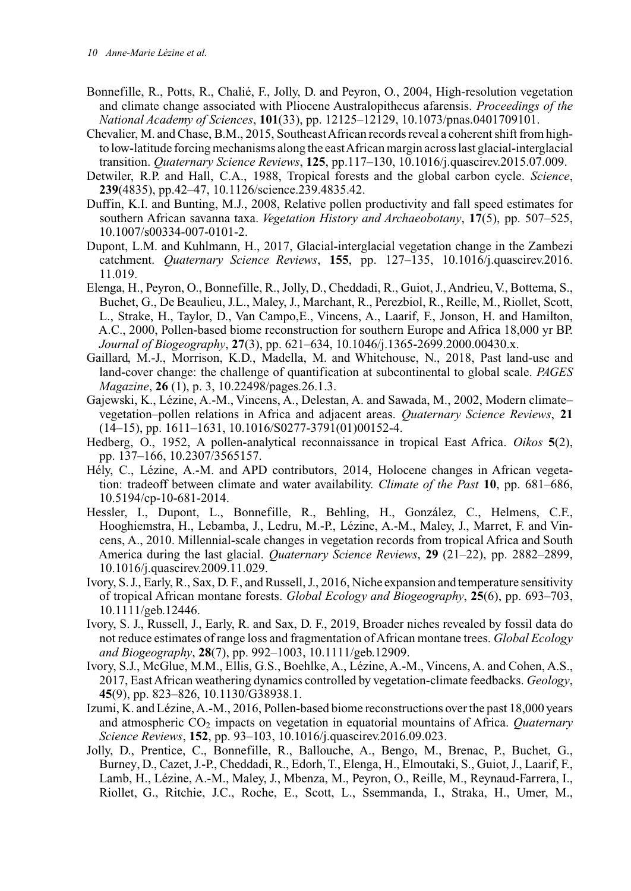Bonnefille, R., Potts, R., Chalié, F., Jolly, D. and Peyron, O., 2004, High-resolution vegetation and climate change associated with Pliocene Australopithecus afarensis. *Proceedings of the National Academy of Sciences*, **101**(33), pp. 12125–12129, 10.1073/pnas.0401709101.

Chevalier, M. and Chase, B.M., 2015, Southeast African records reveal a coherent shift from high- to low-latitude forcing mechanisms along the east African margin across last glacial-interglacial transition. *Quaternary Science Reviews*, **125**, pp.117–130, 10.1016/j.quascirev.2015.07.009.

Detwiler, R.P. and Hall, C.A., 1988, Tropical forests and the global carbon cycle. *Science*, **239**(4835), pp.42–47, 10.1126/science.239.4835.42.

Duffin, K.I. and Bunting, M.J., 2008, Relative pollen productivity and fall speed estimates for southern African savanna taxa. *Vegetation History and Archaeobotany*, **17**(5), pp. 507–525, 10.1007/s00334-007-0101-2.

Dupont, L.M. and Kuhlmann, H., 2017, Glacial-interglacial vegetation change in the Zambezi catchment. *Quaternary Science Reviews*, **155**, pp. 127–135, 10.1016/j.quascirev.2016.11.019.

Elenga, H., Peyron, O., Bonnefille, R., Jolly, D., Cheddadi, R., Guiot, J., Andrieu, V., Bottema, S., Buchet, G., De Beaulieu, J.L., Maley, J., Marchant, R., Perezbiol, R., Reille, M., Riollet, Scott, L., Strake, H., Taylor, D., Van Campo,E., Vincens, A., Laarif, F., Jonson, H. and Hamilton, A.C., 2000, Pollen-based biome reconstruction for southern Europe and Africa 18,000 yr BP. *Journal of Biogeography*, **27**(3), pp. 621–634, 10.1046/j.1365-2699.2000.00430.x.

Gaillard, M.-J., Morrison, K.D., Madella, M. and Whitehouse, N., 2018, Past land-use and land-cover change: the challenge of quantification at subcontinental to global scale. *PAGES Magazine*, **26** (1), p. 3, 10.22498/pages.26.1.3.

Gajewski, K., Lézine, A.-M., Vincens, A., Delestan, A. and Sawada, M., 2002, Modern climate–vegetation–pollen relations in Africa and adjacent areas. *Quaternary Science Reviews*, **21** (14–15), pp. 1611–1631, 10.1016/S0277-3791(01)00152-4.

Hedberg, O., 1952, A pollen-analytical reconnaissance in tropical East Africa. *Oikos* **5**(2), pp. 137–166, 10.2307/3565157.

Hély, C., Lézine, A.-M. and APD contributors, 2014, Holocene changes in African vegetation: tradeoff between climate and water availability. *Climate of the Past* **10**, pp. 681–686, 10.5194/cp-10-681-2014.

Hessler, I., Dupont, L., Bonnefille, R., Behling, H., González, C., Helmens, C.F., Hooghiemstra, H., Lebamba, J., Ledru, M.-P., Lézine, A.-M., Maley, J., Marret, F. and Vincens, A., 2010. Millennial-scale changes in vegetation records from tropical Africa and South America during the last glacial. *Quaternary Science Reviews*, **29** (21–22), pp. 2882–2899, 10.1016/j.quascirev.2009.11.029.

Ivory, S. J., Early, R., Sax, D. F., and Russell, J., 2016, Niche expansion and temperature sensitivity of tropical African montane forests. *Global Ecology and Biogeography*, **25**(6), pp. 693–703, 10.1111/geb.12446.

Ivory, S. J., Russell, J., Early, R. and Sax, D. F., 2019, Broader niches revealed by fossil data do not reduce estimates of range loss and fragmentation of African montane trees. *Global Ecology and Biogeography*, **28**(7), pp. 992–1003, 10.1111/geb.12909.

Ivory, S.J., McGlue, M.M., Ellis, G.S., Boehlke, A., Lézine, A.-M., Vincens, A. and Cohen, A.S., 2017, East African weathering dynamics controlled by vegetation-climate feedbacks. *Geology*, **45**(9), pp. 823–826, 10.1130/G38938.1.

Izumi, K. and Lézine, A.-M., 2016, Pollen-based biome reconstructions over the past 18,000 years and atmospheric $CO_2$ impacts on vegetation in equatorial mountains of Africa. *Quaternary Science Reviews*, **152**, pp. 93–103, 10.1016/j.quascirev.2016.09.023.

Jolly, D., Prentice, C., Bonnefille, R., Ballouche, A., Bengo, M., Brenac, P., Buchet, G., Burney, D., Cazet, J.-P., Cheddadi, R., Edorh, T., Elenga, H., Elmoutaki, S., Guiot, J., Laarif, F., Lamb, H., Lézine, A.-M., Maley, J., Mbenza, M., Peyron, O., Reille, M., Reynaud-Farrera, I., Riollet, G., Ritchie, J.C., Roche, E., Scott, L., Ssemmanda, I., Straka, H., Umer, M.,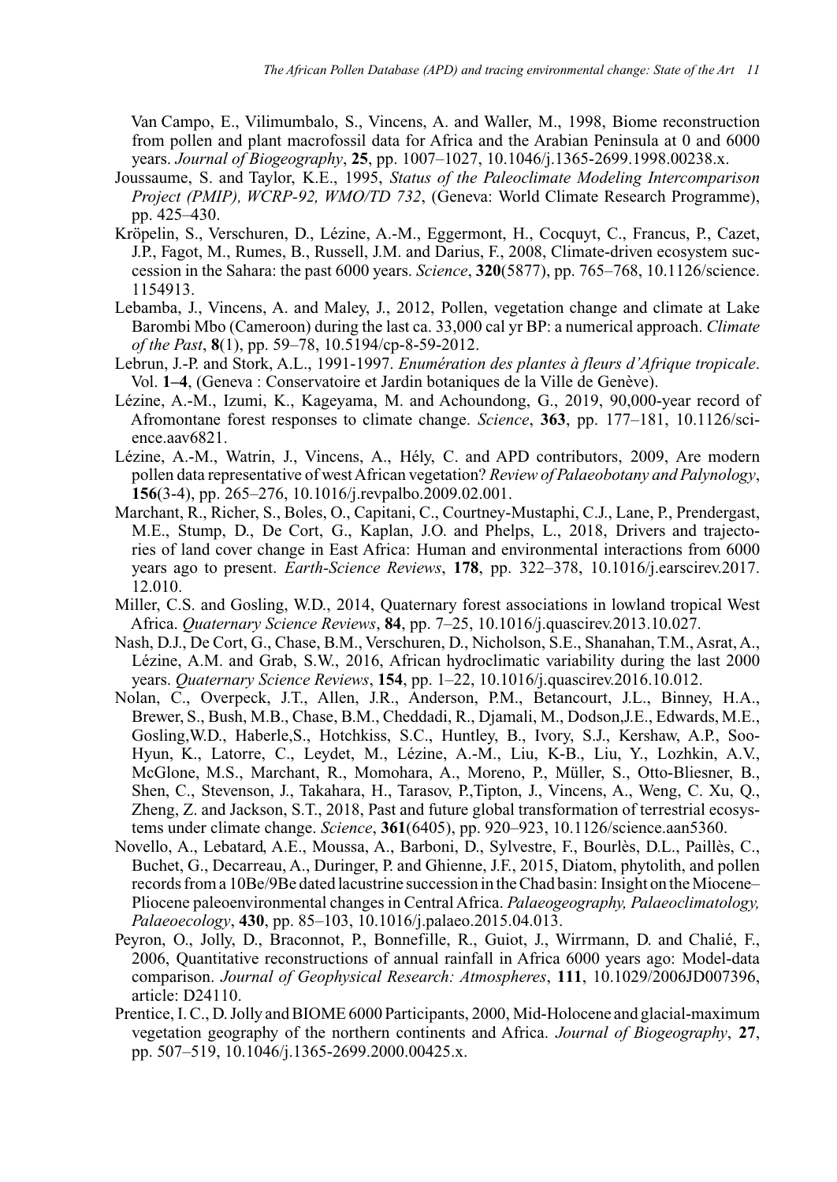Van Campo, E., Vilimumbalo, S., Vincens, A. and Waller, M., 1998, Biome reconstruction from pollen and plant macrofossil data for Africa and the Arabian Peninsula at 0 and 6000 years. *Journal of Biogeography*, **25**, pp. 1007–1027, 10.1046/j.1365-2699.1998.00238.x.

Joussaume, S. and Taylor, K.E., 1995, *Status of the Paleoclimate Modeling Intercomparison Project (PMIP), WCRP-92, WMO/TD 732*, (Geneva: World Climate Research Programme), pp. 425–430.

Kröpelin, S., Verschuren, D., Lézine, A.-M., Eggermont, H., Cocquyt, C., Francus, P., Cazet, J.P., Fagot, M., Rumes, B., Russell, J.M. and Darius, F., 2008, Climate-driven ecosystem succession in the Sahara: the past 6000 years. *Science*, **320**(5877), pp. 765–768, 10.1126/science.1154913.

Lebamba, J., Vincens, A. and Maley, J., 2012, Pollen, vegetation change and climate at Lake Barombi Mbo (Cameroon) during the last ca. 33,000 cal yr BP: a numerical approach. *Climate of the Past*, **8**(1), pp. 59–78, 10.5194/cp-8-59-2012.

Lebrun, J.-P. and Stork, A.L., 1991-1997. *Enumération des plantes à fleurs d'Afrique tropicale*. Vol. **1–4**, (Geneva : Conservatoire et Jardin botaniques de la Ville de Genève).

Lézine, A.-M., Izumi, K., Kageyama, M. and Achoundong, G., 2019, 90,000-year record of Afromontane forest responses to climate change. *Science*, **363**, pp. 177–181, 10.1126/science.aav6821.

Lézine, A.-M., Watrin, J., Vincens, A., Hély, C. and APD contributors, 2009, Are modern pollen data representative of west African vegetation? *Review of Palaeobotany and Palynology*, **156**(3-4), pp. 265–276, 10.1016/j.revpalbo.2009.02.001.

Marchant, R., Richer, S., Boles, O., Capitani, C., Courtney-Mustaphi, C.J., Lane, P., Prendergast, M.E., Stump, D., De Cort, G., Kaplan, J.O. and Phelps, L., 2018, Drivers and trajectories of land cover change in East Africa: Human and environmental interactions from 6000 years ago to present. *Earth-Science Reviews*, **178**, pp. 322–378, 10.1016/j.earscirev.2017.12.010.

Miller, C.S. and Gosling, W.D., 2014, Quaternary forest associations in lowland tropical West Africa. *Quaternary Science Reviews*, **84**, pp. 7–25, 10.1016/j.quascirev.2013.10.027.

Nash, D.J., De Cort, G., Chase, B.M., Verschuren, D., Nicholson, S.E., Shanahan, T.M., Asrat, A., Lézine, A.M. and Grab, S.W., 2016, African hydroclimatic variability during the last 2000 years. *Quaternary Science Reviews*, **154**, pp. 1–22, 10.1016/j.quascirev.2016.10.012.

Nolan, C., Overpeck, J.T., Allen, J.R., Anderson, P.M., Betancourt, J.L., Binney, H.A., Brewer, S., Bush, M.B., Chase, B.M., Cheddadi, R., Djamali, M., Dodson,J.E., Edwards, M.E., Gosling,W.D., Haberle,S., Hotchkiss, S.C., Huntley, B., Ivory, S.J., Kershaw, A.P., Soo-Hyun, K., Latorre, C., Leydet, M., Lézine, A.-M., Liu, K-B., Liu, Y., Lozhkin, A.V., McGlone, M.S., Marchant, R., Momohara, A., Moreno, P., Müller, S., Otto-Bliesner, B., Shen, C., Stevenson, J., Takahara, H., Tarasov, P.,Tipton, J., Vincens, A., Weng, C. Xu, Q., Zheng, Z. and Jackson, S.T., 2018, Past and future global transformation of terrestrial ecosystems under climate change. *Science*, **361**(6405), pp. 920–923, 10.1126/science.aan5360.

Novello, A., Lebatard, A.E., Moussa, A., Barboni, D., Sylvestre, F., Bourlès, D.L., Paillès, C., Buchet, G., Decarreau, A., Duringer, P. and Ghienne, J.F., 2015, Diatom, phytolith, and pollen records from a 10Be/9Be dated lacustrine succession in the Chad basin: Insight on the Miocene–Pliocene paleoenvironmental changes in Central Africa. *Palaeogeography, Palaeoclimatology, Palaeoecology*, **430**, pp. 85–103, 10.1016/j.palaeo.2015.04.013.

Peyron, O., Jolly, D., Braconnot, P., Bonnefille, R., Guiot, J., Wirrmann, D. and Chalié, F., 2006, Quantitative reconstructions of annual rainfall in Africa 6000 years ago: Model-data comparison. *Journal of Geophysical Research: Atmospheres*, **111**, 10.1029/2006JD007396, article: D24110.

Prentice, I. C., D. Jolly and BIOME 6000 Participants, 2000, Mid-Holocene and glacial-maximum vegetation geography of the northern continents and Africa. *Journal of Biogeography*, **27**, pp. 507–519, 10.1046/j.1365-2699.2000.00425.x.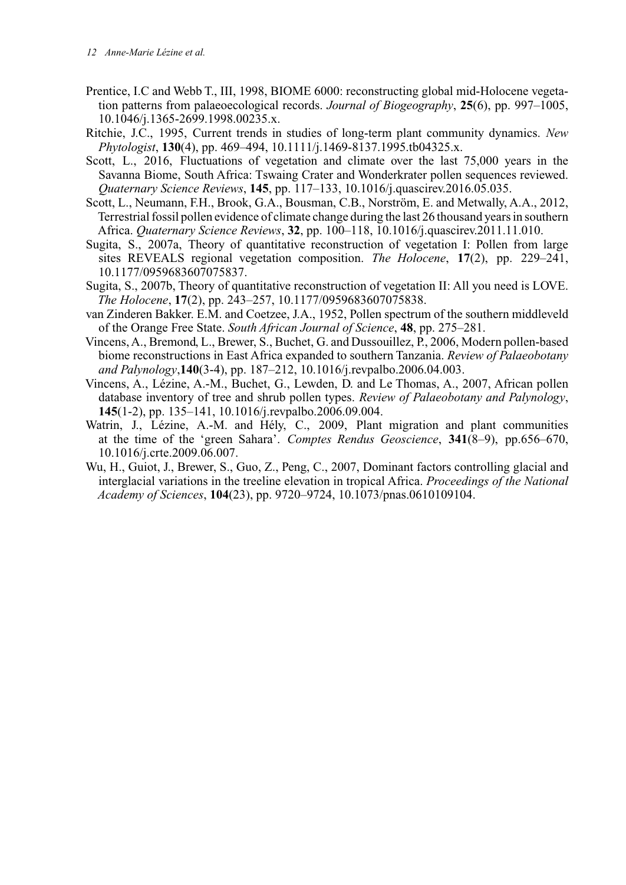Prentice, I.C and Webb T., III, 1998, BIOME 6000: reconstructing global mid-Holocene vegetation patterns from palaeoecological records. *Journal of Biogeography*, **25**(6), pp. 997–1005, 10.1046/j.1365-2699.1998.00235.x.

Ritchie, J.C., 1995, Current trends in studies of long-term plant community dynamics. *New Phytologist*, **130**(4), pp. 469–494, 10.1111/j.1469-8137.1995.tb04325.x.

Scott, L., 2016, Fluctuations of vegetation and climate over the last 75,000 years in the Savanna Biome, South Africa: Tswaing Crater and Wonderkrater pollen sequences reviewed. *Quaternary Science Reviews*, **145**, pp. 117–133, 10.1016/j.quascirev.2016.05.035.

Scott, L., Neumann, F.H., Brook, G.A., Bousman, C.B., Norström, E. and Metwally, A.A., 2012, Terrestrial fossil pollen evidence of climate change during the last 26 thousand years in southern Africa. *Quaternary Science Reviews*, **32**, pp. 100–118, 10.1016/j.quascirev.2011.11.010.

Sugita, S., 2007a, Theory of quantitative reconstruction of vegetation I: Pollen from large sites REVEALS regional vegetation composition. *The Holocene*, **17**(2), pp. 229–241, 10.1177/0959683607075837.

Sugita, S., 2007b, Theory of quantitative reconstruction of vegetation II: All you need is LOVE. *The Holocene*, **17**(2), pp. 243–257, 10.1177/0959683607075838.

van Zinderen Bakker. E.M. and Coetzee, J.A., 1952, Pollen spectrum of the southern middleveld of the Orange Free State. *South African Journal of Science*, **48**, pp. 275–281.

Vincens, A., Bremond, L., Brewer, S., Buchet, G. and Dussouillez, P., 2006, Modern pollen-based biome reconstructions in East Africa expanded to southern Tanzania. *Review of Palaeobotany and Palynology*,**140**(3-4), pp. 187–212, 10.1016/j.revpalbo.2006.04.003.

Vincens, A., Lézine, A.-M., Buchet, G., Lewden, D. and Le Thomas, A., 2007, African pollen database inventory of tree and shrub pollen types. *Review of Palaeobotany and Palynology*, **145**(1-2), pp. 135–141, 10.1016/j.revpalbo.2006.09.004.

Watrin, J., Lézine, A.-M. and Hély, C., 2009, Plant migration and plant communities at the time of the 'green Sahara'. *Comptes Rendus Geoscience*, **341**(8–9), pp.656–670, 10.1016/j.crte.2009.06.007.

Wu, H., Guiot, J., Brewer, S., Guo, Z., Peng, C., 2007, Dominant factors controlling glacial and interglacial variations in the treeline elevation in tropical Africa. *Proceedings of the National Academy of Sciences*, **104**(23), pp. 9720–9724, 10.1073/pnas.0610109104.